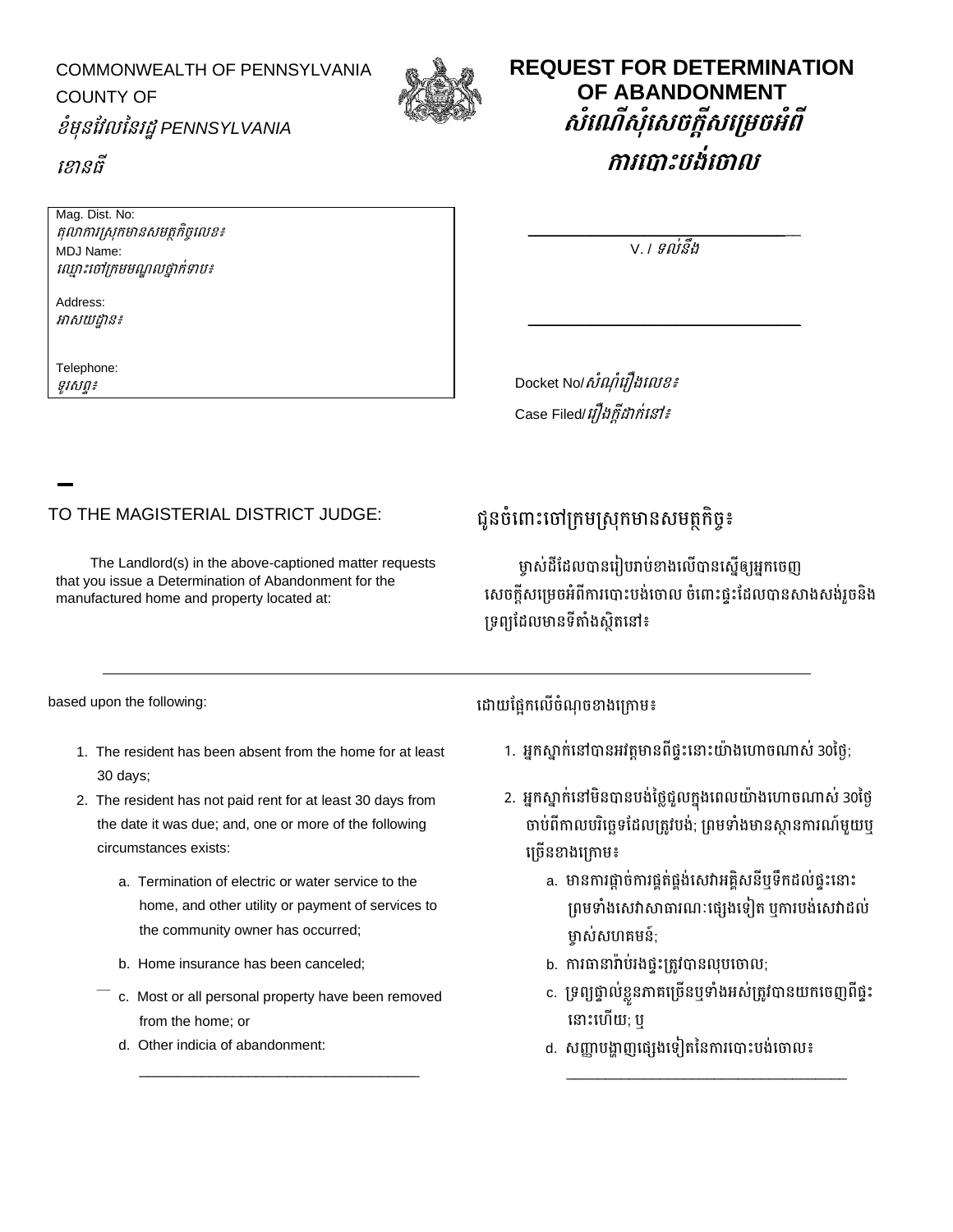COMMONWEALTH OF PENNSYLVANIA
COUNTY OF
*ខំមុនវែលនៃរដ្ឋ PENNSYLVANIA*

*ខោនធី*

# REQUEST FOR DETERMINATION OF ABANDONMENT
# *សំណើសុំសេចក្តីសម្រេចអំពីការបោះបង់ចោល*

Mag. Dist. No:
*តុលាការស្រុកមានសមត្ថកិច្ចលេខ៖*
MDJ Name:
*ឈ្មោះចៅក្រមមណ្ឌលថ្នាក់ទាប៖*

Address:
*អាសយដ្ឋាន៖*

Telephone:
*ទូរសព្ទ៖*

______________________________

V. / *ទល់នឹង*

______________________________

Docket No/*សំណុំរឿងលេខ៖*
Case Filed/*រឿងក្តីដាក់នៅ៖*

TO THE MAGISTERIAL DISTRICT JUDGE:

The Landlord(s) in the above-captioned matter requests that you issue a Determination of Abandonment for the manufactured home and property located at:

ជូនចំពោះចៅក្រមស្រុកមានសមត្ថកិច្ច៖

ម្ចាស់ដីដែលបានរៀបរាប់ខាងលើបានស្នើឲ្យអ្នកចេញសេចក្តីសម្រេចអំពីការបោះបង់ចោល ចំពោះផ្ទះដែលបានសាងសង់រួចនិងទ្រព្យដែលមានទីតាំងស្ថិតនៅ៖

______________________________________________________________

based upon the following:

1. The resident has been absent from the home for at least 30 days;
2. The resident has not paid rent for at least 30 days from the date it was due; and, one or more of the following circumstances exists:
   a. Termination of electric or water service to the home, and other utility or payment of services to the community owner has occurred;
   b. Home insurance has been canceled;
   c. Most or all personal property have been removed from the home; or
   d. Other indicia of abandonment:
   ___________________________________

ដោយផ្អែកលើចំណុចខាងក្រោម៖

1. អ្នកស្នាក់នៅបានអវត្តមានពីផ្ទះនោះយ៉ាងហោចណាស់ 30ថ្ងៃ;
2. អ្នកស្នាក់នៅមិនបានបង់ថ្លៃជួលក្នុងពេលយ៉ាងហោចណាស់ 30ថ្ងៃ ចាប់ពីកាលបរិច្ឆេទដែលត្រូវបង់; ព្រមទាំងមានស្ថានការណ៍មួយឬច្រើនខាងក្រោម៖
   a. មានការផ្តាច់ការផ្គត់ផ្គង់សេវាអគ្គិសនីឬទឹកដល់ផ្ទះនោះ ព្រមទាំងសេវាសាធារណៈផ្សេងទៀត ឬការបង់សេវាដល់ម្ចាស់សហគមន៍;
   b. ការធានារ៉ាប់រងផ្ទះត្រូវបានលុបចោល;
   c. ទ្រព្យផ្ទាល់ខ្លួនភាគច្រើនឬទាំងអស់ត្រូវបានយកចេញពីផ្ទះនោះហើយ; ឬ
   d. សញ្ញាបង្ហាញផ្សេងទៀតនៃការបោះបង់ចោល៖
   ___________________________________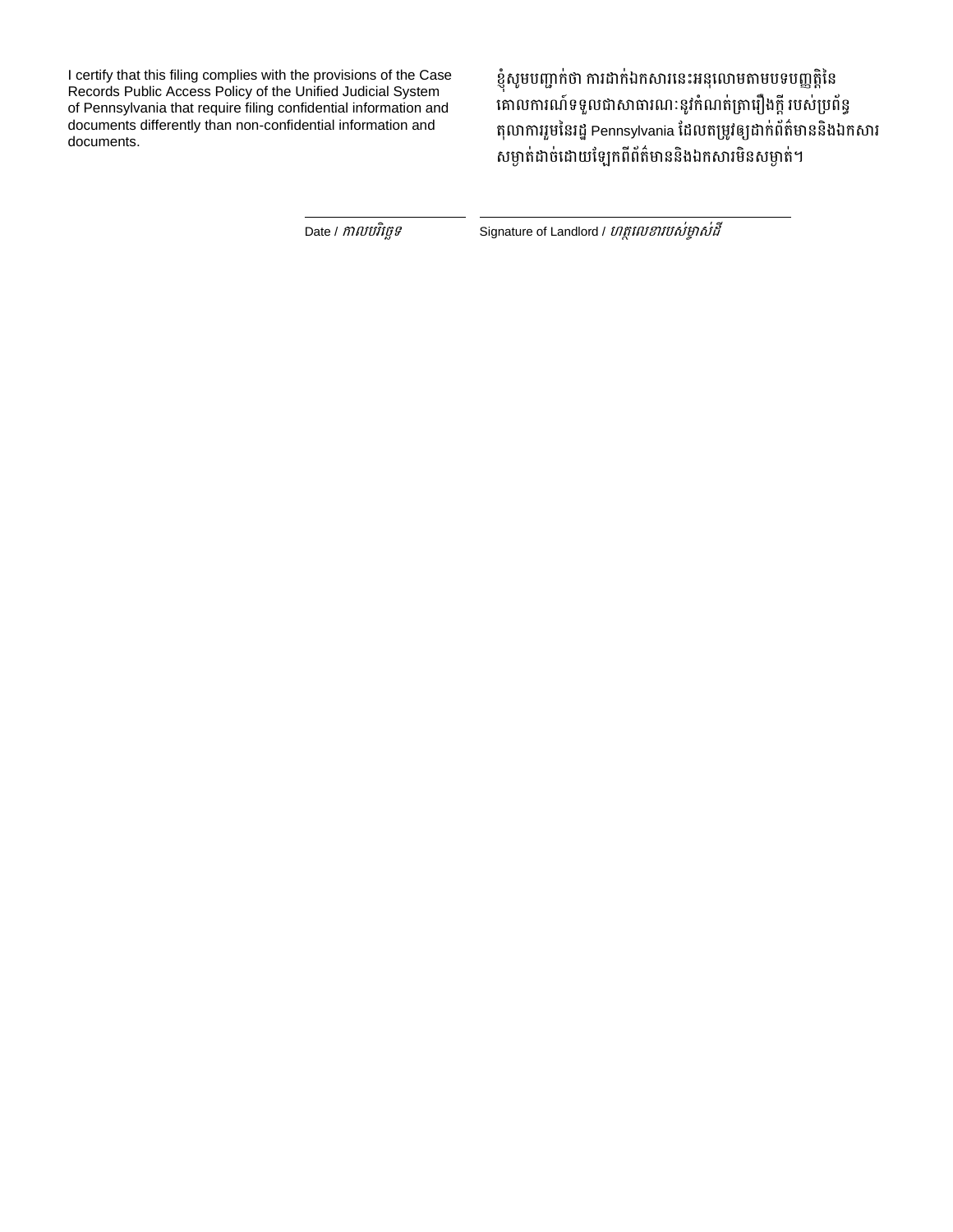I certify that this filing complies with the provisions of the Case Records Public Access Policy of the Unified Judicial System of Pennsylvania that require filing confidential information and documents differently than non-confidential information and documents.

ខ្ញុំសូមបញ្ជាក់ថា ការដាក់ឯកសារនេះអនុលោមតាមបទបញ្ញត្តិនៃគោលការណ៍ទទួលជាសាធារណៈនូវកំណត់ត្រារឿងក្តី របស់ប្រព័ន្ធតុលាការរួមនៃរដ្ឋ Pennsylvania ដែលតម្រូវឲ្យដាក់ព័ត៌មាននិងឯកសារសម្ងាត់ដាច់ដោយឡែកពីព័ត៌មាននិងឯកសារមិនសម្ងាត់។

Date / *កាលបរិច្ឆេទ*

Signature of Landlord / *ហត្ថលេខារបស់ម្ចាស់ដី*